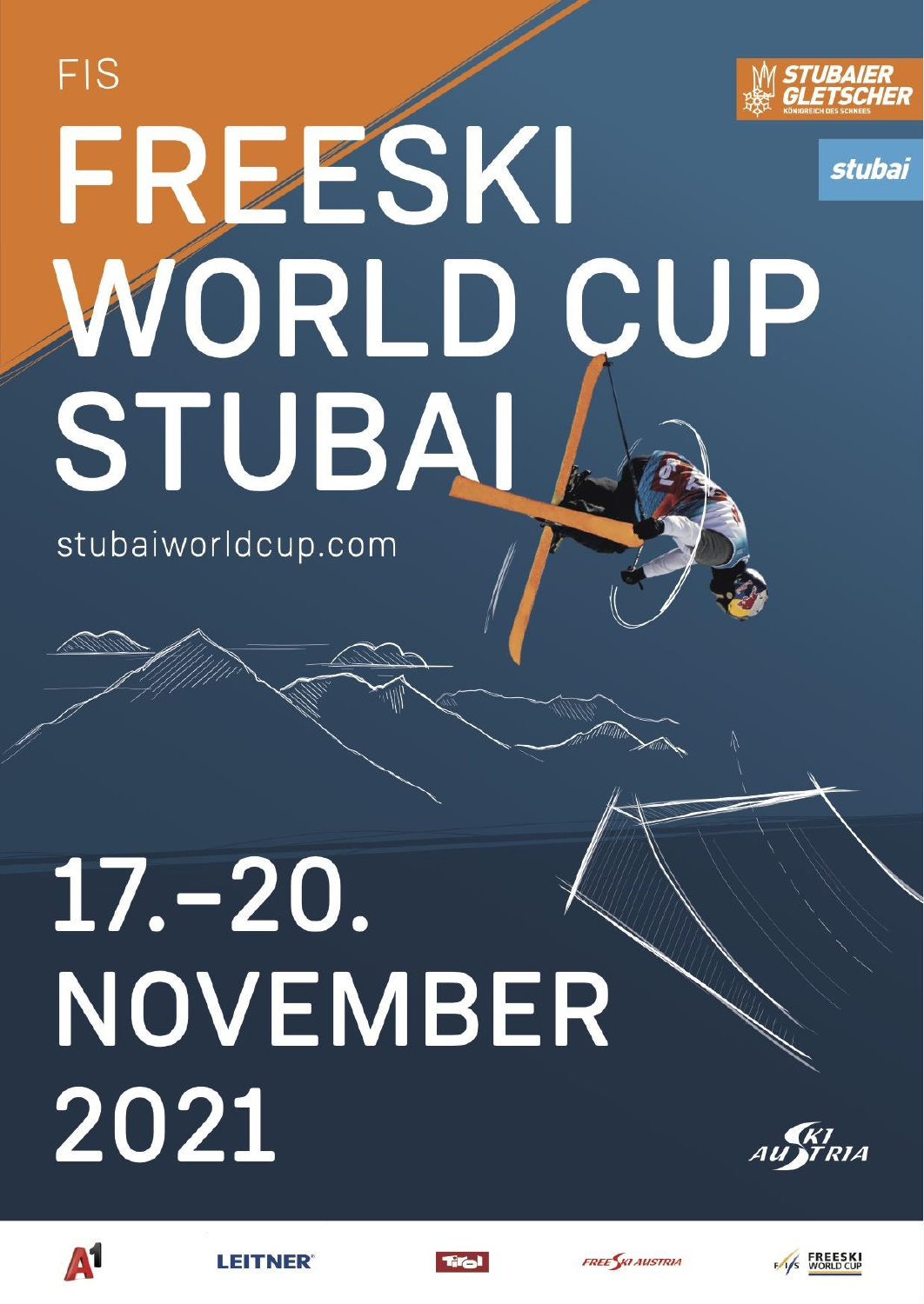FIS

# FREESKI WORLD CUP STUBAI

stubaiworldcup.com

STUBAIER GLETSCHER
KÖNIGREICH DES SCHNEES

stubai

## 17.–20. NOVEMBER 2021

SKI AUSTRIA

A1

LEITNER

Tirol

FREESKI AUSTRIA

FIS FREESKI WORLD CUP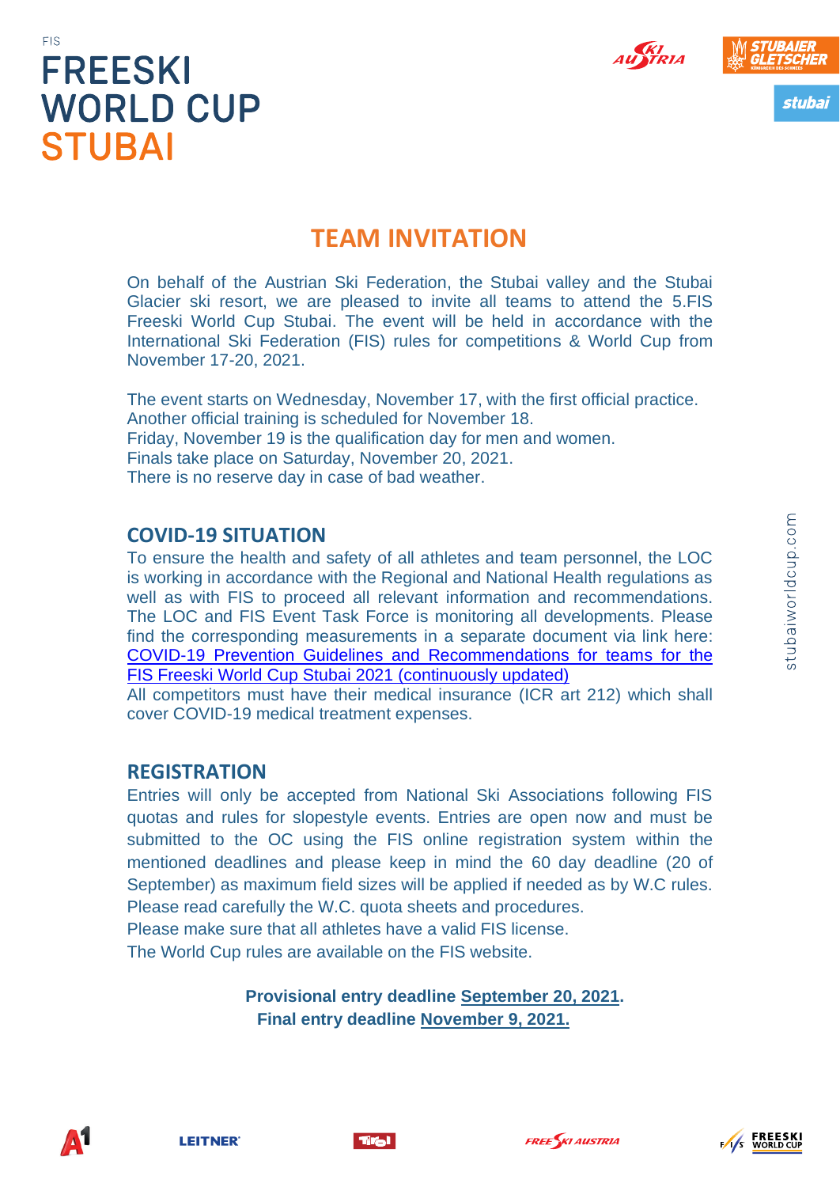FIS

# FREESKI WORLD CUP STUBAI

## TEAM INVITATION

On behalf of the Austrian Ski Federation, the Stubai valley and the Stubai Glacier ski resort, we are pleased to invite all teams to attend the 5.FIS Freeski World Cup Stubai. The event will be held in accordance with the International Ski Federation (FIS) rules for competitions & World Cup from November 17-20, 2021.

The event starts on Wednesday, November 17, with the first official practice.
Another official training is scheduled for November 18.
Friday, November 19 is the qualification day for men and women.
Finals take place on Saturday, November 20, 2021.
There is no reserve day in case of bad weather.

### COVID-19 SITUATION

To ensure the health and safety of all athletes and team personnel, the LOC is working in accordance with the Regional and National Health regulations as well as with FIS to proceed all relevant information and recommendations. The LOC and FIS Event Task Force is monitoring all developments. Please find the corresponding measurements in a separate document via link here: COVID-19 Prevention Guidelines and Recommendations for teams for the FIS Freeski World Cup Stubai 2021 (continuously updated)
All competitors must have their medical insurance (ICR art 212) which shall cover COVID-19 medical treatment expenses.

### REGISTRATION

Entries will only be accepted from National Ski Associations following FIS quotas and rules for slopestyle events. Entries are open now and must be submitted to the OC using the FIS online registration system within the mentioned deadlines and please keep in mind the 60 day deadline (20 of September) as maximum field sizes will be applied if needed as by W.C rules.
Please read carefully the W.C. quota sheets and procedures.
Please make sure that all athletes have a valid FIS license.
The World Cup rules are available on the FIS website.

**Provisional entry deadline September 20, 2021.**
**Final entry deadline November 9, 2021.**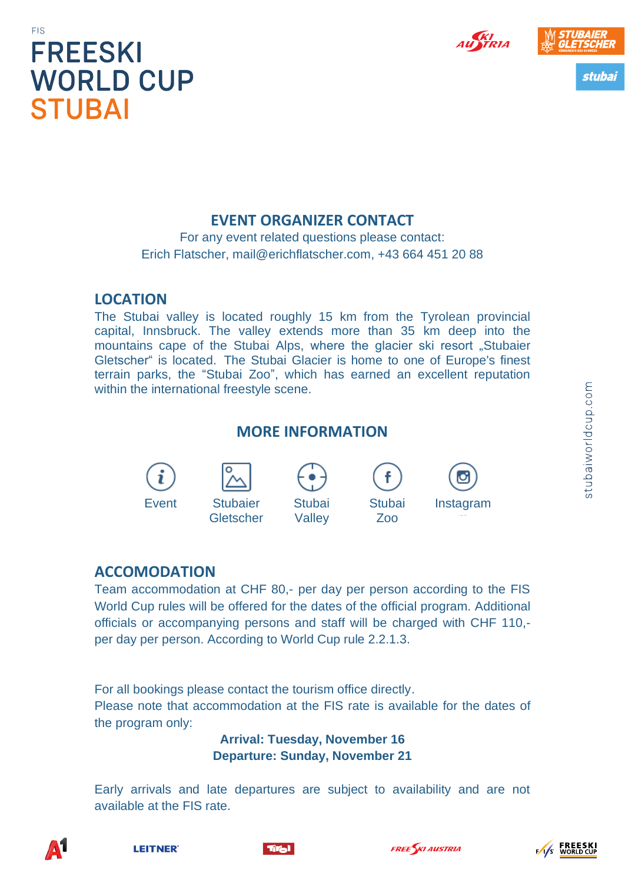FIS

# FREESKI WORLD CUP STUBAI

## EVENT ORGANIZER CONTACT

For any event related questions please contact:
Erich Flatscher, mail@erichflatscher.com, +43 664 451 20 88

## LOCATION

The Stubai valley is located roughly 15 km from the Tyrolean provincial capital, Innsbruck. The valley extends more than 35 km deep into the mountains cape of the Stubai Alps, where the glacier ski resort „Stubaier Gletscher“ is located. The Stubai Glacier is home to one of Europe's finest terrain parks, the "Stubai Zoo", which has earned an excellent reputation within the international freestyle scene.

## MORE INFORMATION

Event | Stubaier Gletscher | Stubai Valley | Stubai Zoo | Instagram

## ACCOMODATION

Team accommodation at CHF 80,- per day per person according to the FIS World Cup rules will be offered for the dates of the official program. Additional officials or accompanying persons and staff will be charged with CHF 110,- per day per person. According to World Cup rule 2.2.1.3.

For all bookings please contact the tourism office directly.
Please note that accommodation at the FIS rate is available for the dates of the program only:

**Arrival: Tuesday, November 16**
**Departure: Sunday, November 21**

Early arrivals and late departures are subject to availability and are not available at the FIS rate.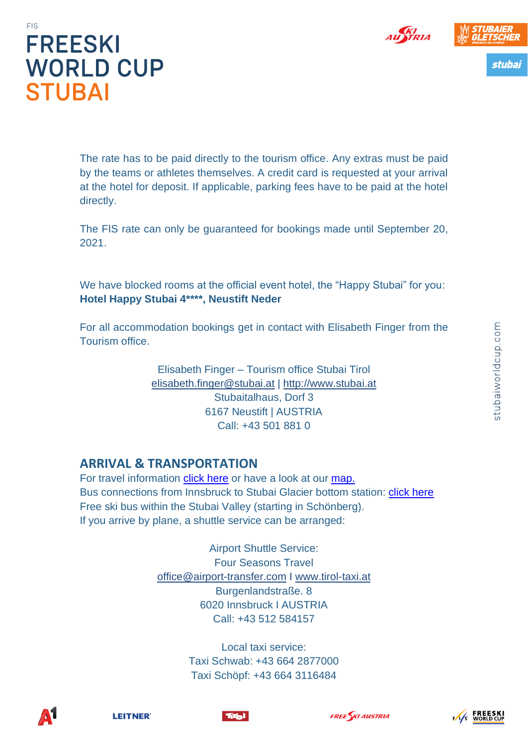The rate has to be paid directly to the tourism office. Any extras must be paid by the teams or athletes themselves. A credit card is requested at your arrival at the hotel for deposit. If applicable, parking fees have to be paid at the hotel directly.

The FIS rate can only be guaranteed for bookings made until September 20, 2021.

We have blocked rooms at the official event hotel, the "Happy Stubai" for you:
**Hotel Happy Stubai 4****, Neustift Neder**

For all accommodation bookings get in contact with Elisabeth Finger from the Tourism office.

Elisabeth Finger – Tourism office Stubai Tirol
elisabeth.finger@stubai.at | http://www.stubai.at
Stubaitalhaus, Dorf 3
6167 Neustift | AUSTRIA
Call: +43 501 881 0

## ARRIVAL & TRANSPORTATION

For travel information click here or have a look at our map.
Bus connections from Innsbruck to Stubai Glacier bottom station: click here
Free ski bus within the Stubai Valley (starting in Schönberg).
If you arrive by plane, a shuttle service can be arranged:

Airport Shuttle Service:
Four Seasons Travel
office@airport-transfer.com I www.tirol-taxi.at
Burgenlandstraße. 8
6020 Innsbruck I AUSTRIA
Call: +43 512 584157

Local taxi service:
Taxi Schwab: +43 664 2877000
Taxi Schöpf: +43 664 3116484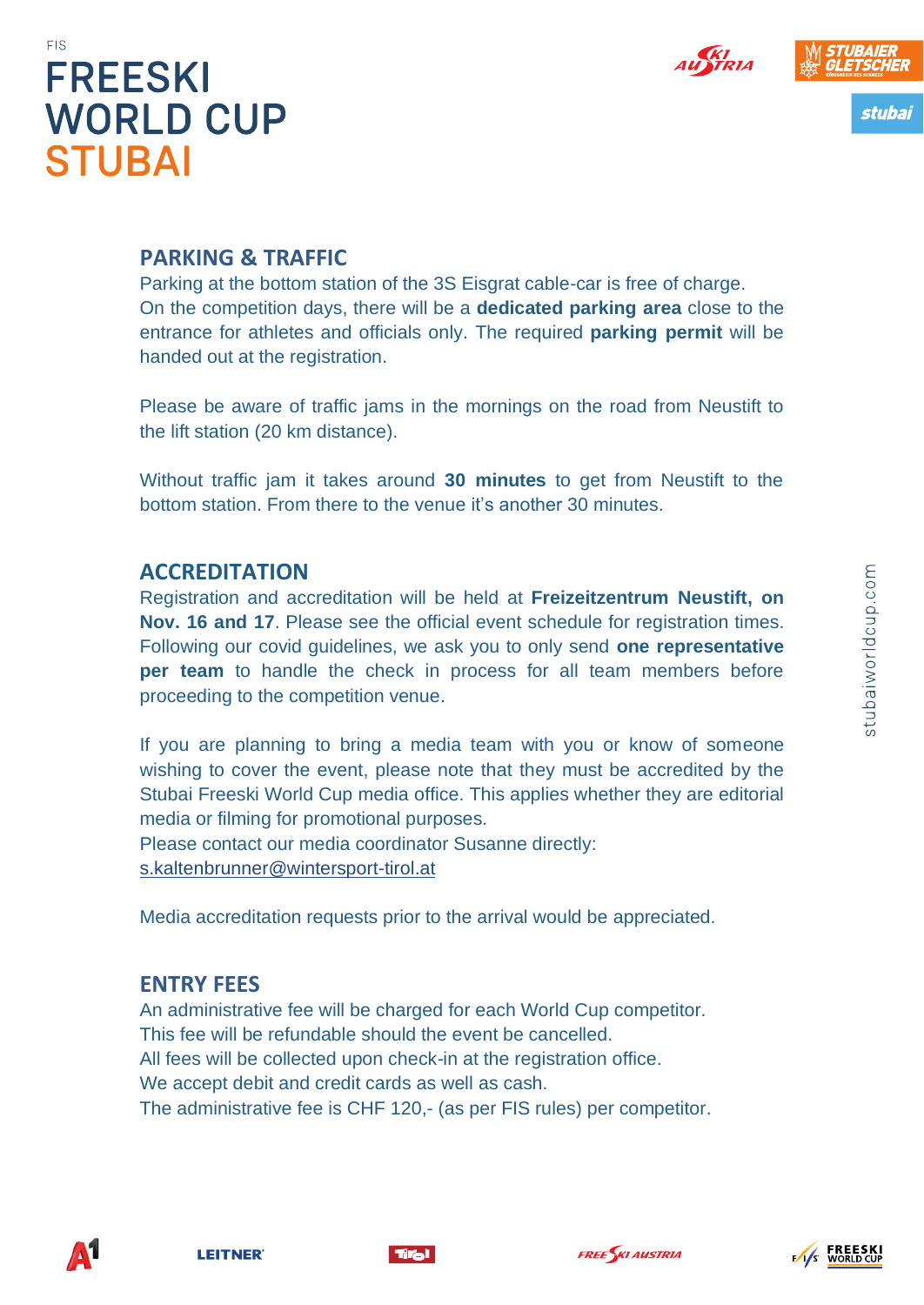## PARKING & TRAFFIC

Parking at the bottom station of the 3S Eisgrat cable-car is free of charge. On the competition days, there will be a **dedicated parking area** close to the entrance for athletes and officials only. The required **parking permit** will be handed out at the registration.

Please be aware of traffic jams in the mornings on the road from Neustift to the lift station (20 km distance).

Without traffic jam it takes around **30 minutes** to get from Neustift to the bottom station. From there to the venue it's another 30 minutes.

## ACCREDITATION

Registration and accreditation will be held at **Freizeitzentrum Neustift, on Nov. 16 and 17**. Please see the official event schedule for registration times. Following our covid guidelines, we ask you to only send **one representative per team** to handle the check in process for all team members before proceeding to the competition venue.

If you are planning to bring a media team with you or know of someone wishing to cover the event, please note that they must be accredited by the Stubai Freeski World Cup media office. This applies whether they are editorial media or filming for promotional purposes.
Please contact our media coordinator Susanne directly:
s.kaltenbrunner@wintersport-tirol.at

Media accreditation requests prior to the arrival would be appreciated.

## ENTRY FEES

An administrative fee will be charged for each World Cup competitor.
This fee will be refundable should the event be cancelled.
All fees will be collected upon check-in at the registration office.
We accept debit and credit cards as well as cash.
The administrative fee is CHF 120,- (as per FIS rules) per competitor.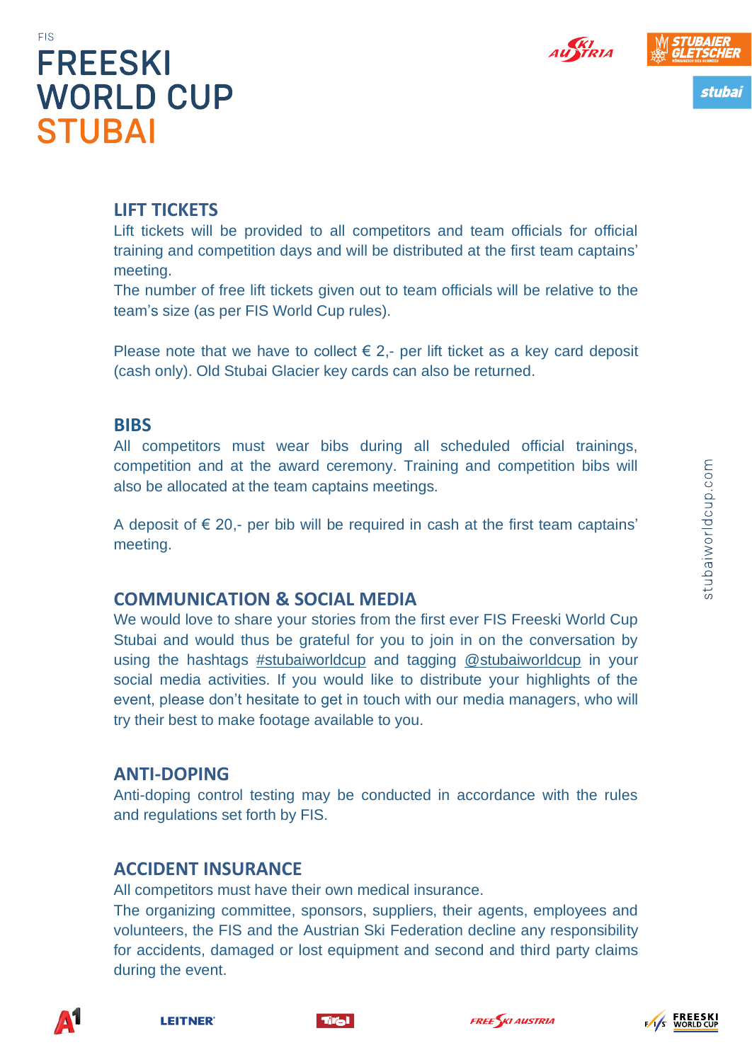## LIFT TICKETS

Lift tickets will be provided to all competitors and team officials for official training and competition days and will be distributed at the first team captains' meeting.

The number of free lift tickets given out to team officials will be relative to the team's size (as per FIS World Cup rules).

Please note that we have to collect € 2,- per lift ticket as a key card deposit (cash only). Old Stubai Glacier key cards can also be returned.

## BIBS

All competitors must wear bibs during all scheduled official trainings, competition and at the award ceremony. Training and competition bibs will also be allocated at the team captains meetings.

A deposit of € 20,- per bib will be required in cash at the first team captains' meeting.

## COMMUNICATION & SOCIAL MEDIA

We would love to share your stories from the first ever FIS Freeski World Cup Stubai and would thus be grateful for you to join in on the conversation by using the hashtags #stubaiworldcup and tagging @stubaiworldcup in your social media activities. If you would like to distribute your highlights of the event, please don't hesitate to get in touch with our media managers, who will try their best to make footage available to you.

## ANTI-DOPING

Anti-doping control testing may be conducted in accordance with the rules and regulations set forth by FIS.

## ACCIDENT INSURANCE

All competitors must have their own medical insurance.

The organizing committee, sponsors, suppliers, their agents, employees and volunteers, the FIS and the Austrian Ski Federation decline any responsibility for accidents, damaged or lost equipment and second and third party claims during the event.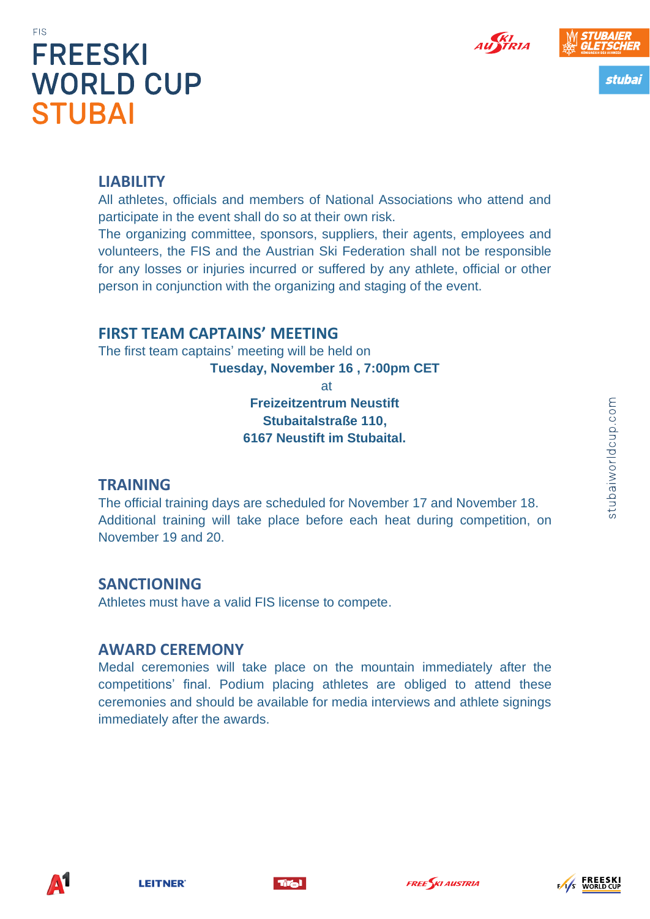## LIABILITY

All athletes, officials and members of National Associations who attend and participate in the event shall do so at their own risk.
The organizing committee, sponsors, suppliers, their agents, employees and volunteers, the FIS and the Austrian Ski Federation shall not be responsible for any losses or injuries incurred or suffered by any athlete, official or other person in conjunction with the organizing and staging of the event.

## FIRST TEAM CAPTAINS' MEETING

The first team captains' meeting will be held on

**Tuesday, November 16 , 7:00pm CET**

at

**Freizeitzentrum Neustift**
**Stubaitalstraße 110,**
**6167 Neustift im Stubaital.**

## TRAINING

The official training days are scheduled for November 17 and November 18. Additional training will take place before each heat during competition, on November 19 and 20.

## SANCTIONING

Athletes must have a valid FIS license to compete.

## AWARD CEREMONY

Medal ceremonies will take place on the mountain immediately after the competitions' final. Podium placing athletes are obliged to attend these ceremonies and should be available for media interviews and athlete signings immediately after the awards.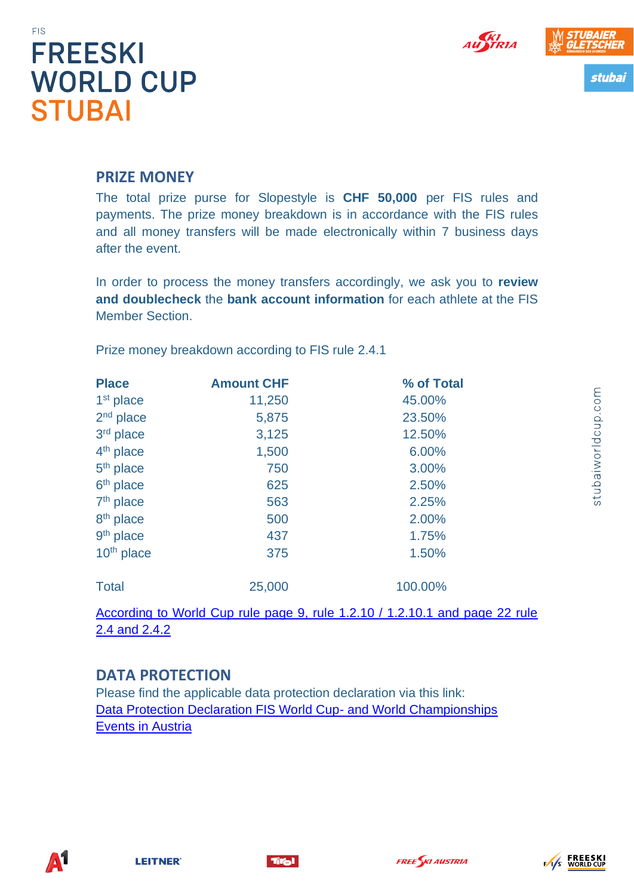## PRIZE MONEY

The total prize purse for Slopestyle is **CHF 50,000** per FIS rules and payments. The prize money breakdown is in accordance with the FIS rules and all money transfers will be made electronically within 7 business days after the event.

In order to process the money transfers accordingly, we ask you to **review and doublecheck** the **bank account information** for each athlete at the FIS Member Section.

Prize money breakdown according to FIS rule 2.4.1

| Place | Amount CHF | % of Total |
|---|---|---|
| 1st place | 11,250 | 45.00% |
| 2nd place | 5,875 | 23.50% |
| 3rd place | 3,125 | 12.50% |
| 4th place | 1,500 | 6.00% |
| 5th place | 750 | 3.00% |
| 6th place | 625 | 2.50% |
| 7th place | 563 | 2.25% |
| 8th place | 500 | 2.00% |
| 9th place | 437 | 1.75% |
| 10th place | 375 | 1.50% |
| Total | 25,000 | 100.00% |

According to World Cup rule page 9, rule 1.2.10 / 1.2.10.1 and page 22 rule 2.4 and 2.4.2

## DATA PROTECTION

Please find the applicable data protection declaration via this link:
Data Protection Declaration FIS World Cup- and World Championships Events in Austria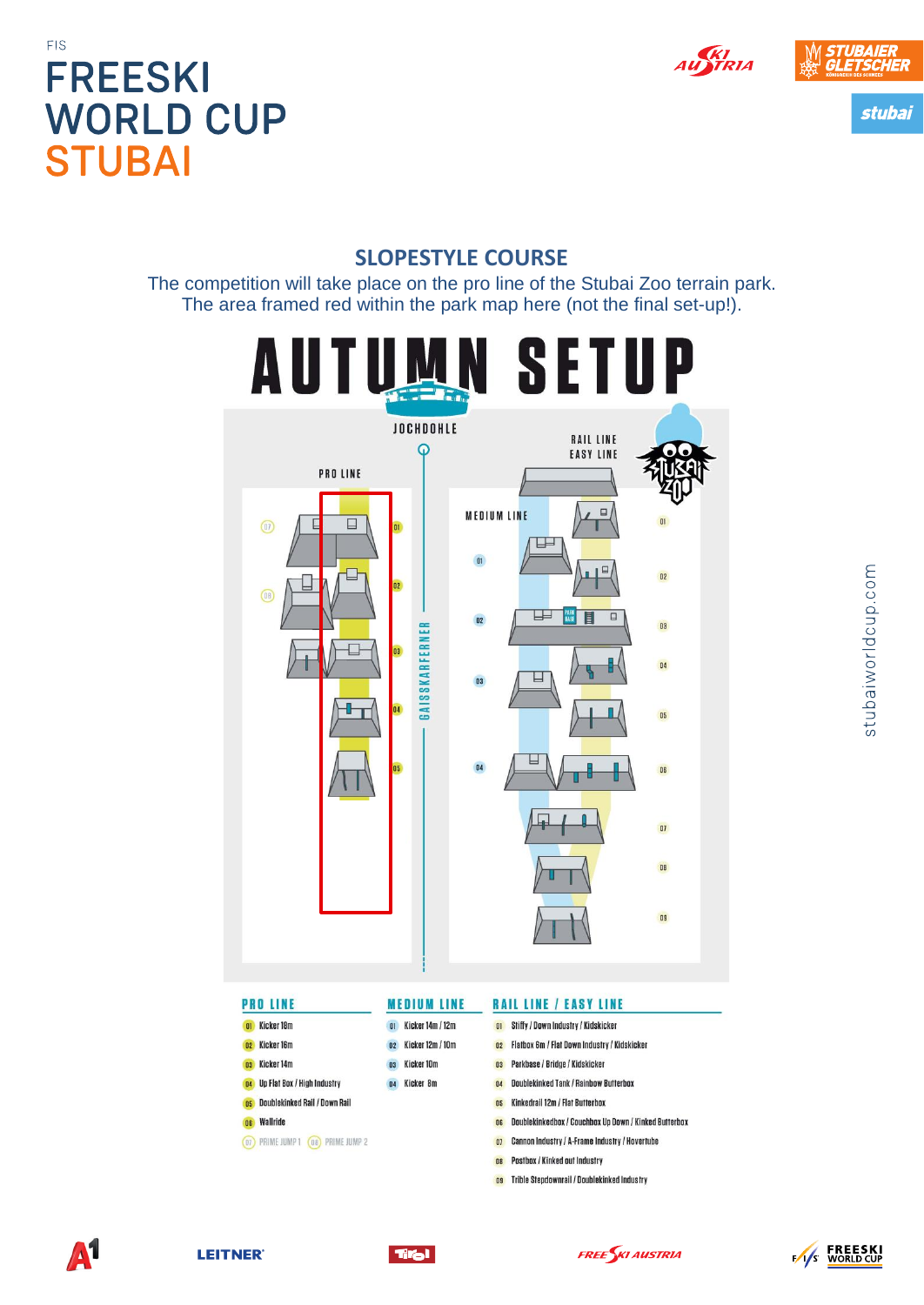FIS

# FREESKI WORLD CUP STUBAI

## SLOPESTYLE COURSE

The competition will take place on the pro line of the Stubai Zoo terrain park. The area framed red within the park map here (not the final set-up!).

AUTUMN SETUP

JOCHDOHLE

PRO LINE

RAIL LINE
EASY LINE

MEDIUM LINE

GAISSKARFERNER

**PRO LINE**

- 01 Kicker 18m
- 02 Kicker 16m
- 03 Kicker 14m
- 04 Up Flat Box / High Industry
- 05 Doublekinked Rail / Down Rail
- 06 Wallride
- 07 PRIME JUMP 1
- 08 PRIME JUMP 2

**MEDIUM LINE**

- 01 Kicker 14m / 12m
- 02 Kicker 12m / 10m
- 03 Kicker 10m
- 04 Kicker 8m

**RAIL LINE / EASY LINE**

- 01 Stiffy / Down Industry / Kidskicker
- 02 Flatbox 6m / Flat Down Industry / Kidskicker
- 03 Parkbase / Bridge / Kidskicker
- 04 Doublekinked Tank / Rainbow Butterbox
- 05 Kinkedrail 12m / Flat Butterbox
- 06 Doublekinkedbox / Couchbox Up Down / Kinked Butterbox
- 07 Cannon Industry / A-Frame Industry / Hovertube
- 08 Postbox / Kinked out Industry
- 09 Trible Stepdownrail / Doublekinked Industry

stubaiworldcup.com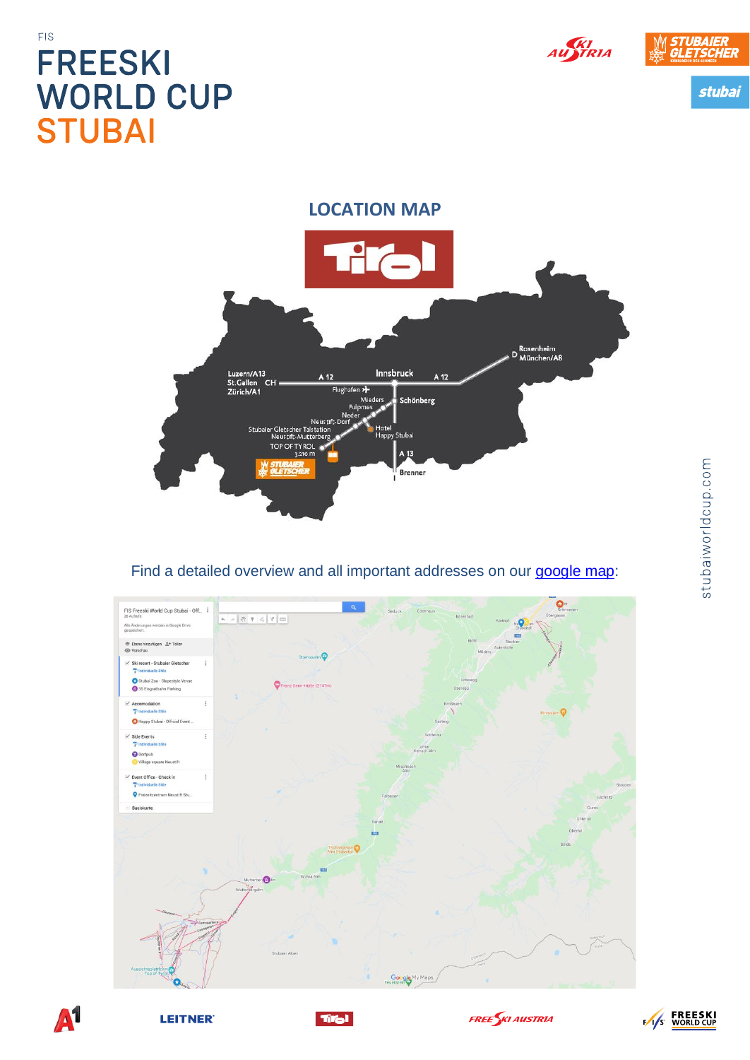FIS

# FREESKI WORLD CUP STUBAI

## LOCATION MAP

Luzern/A13
St.Gallen CH
Zürich/A1
A 12
Innsbruck
A 12
Rosenheim
D München/A8
Flughafen
Mieders
Schönberg
Fulpmes
Neder
Neustift-Dorf
Stubaier Gletscher Talstation
Neustift-Mutterberg
Hotel
Happy Stubai
TOP OF TYROL
3.210 m
A 13
Brenner

Find a detailed overview and all important addresses on our google map:

stubaiworldcup.com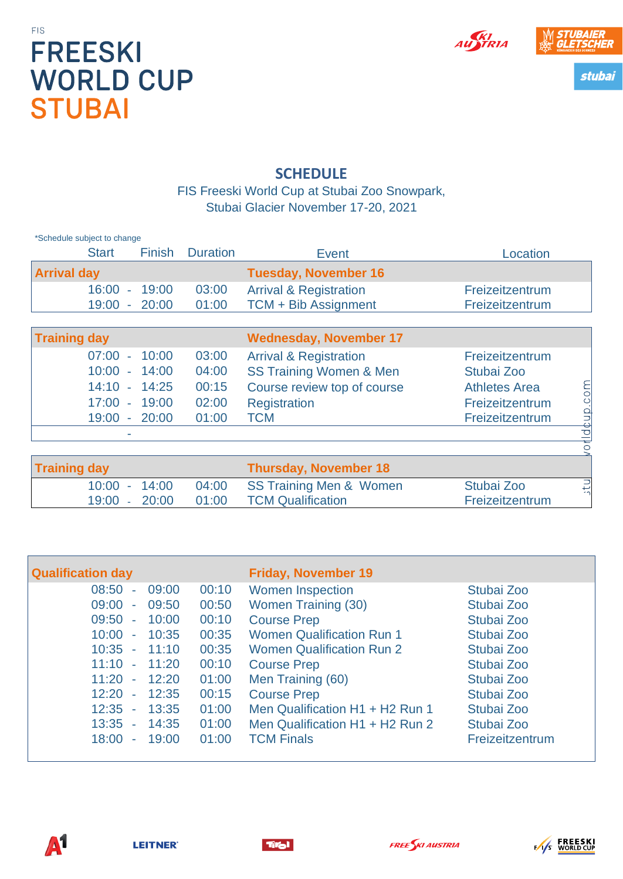FIS

# FREESKI WORLD CUP STUBAI

## SCHEDULE

FIS Freeski World Cup at Stubai Zoo Snowpark,
Stubai Glacier November 17-20, 2021

*Schedule subject to change

| Start | | Finish | Duration | Event | Location |
|---|---|---|---|---|---|
| **Arrival day** | | | | **Tuesday, November 16** | |
| 16:00 | - | 19:00 | 03:00 | Arrival & Registration | Freizeitzentrum |
| 19:00 | - | 20:00 | 01:00 | TCM + Bib Assignment | Freizeitzentrum |
| **Training day** | | | | **Wednesday, November 17** | |
| 07:00 | - | 10:00 | 03:00 | Arrival & Registration | Freizeitzentrum |
| 10:00 | - | 14:00 | 04:00 | SS Training Women & Men | Stubai Zoo |
| 14:10 | - | 14:25 | 00:15 | Course review top of course | Athletes Area |
| 17:00 | - | 19:00 | 02:00 | Registration | Freizeitzentrum |
| 19:00 | - | 20:00 | 01:00 | TCM | Freizeitzentrum |
| | - | | | | |
| **Training day** | | | | **Thursday, November 18** | |
| 10:00 | - | 14:00 | 04:00 | SS Training Men & Women | Stubai Zoo |
| 19:00 | - | 20:00 | 01:00 | TCM Qualification | Freizeitzentrum |
| **Qualification day** | | | | **Friday, November 19** | |
| 08:50 | - | 09:00 | 00:10 | Women Inspection | Stubai Zoo |
| 09:00 | - | 09:50 | 00:50 | Women Training (30) | Stubai Zoo |
| 09:50 | - | 10:00 | 00:10 | Course Prep | Stubai Zoo |
| 10:00 | - | 10:35 | 00:35 | Women Qualification Run 1 | Stubai Zoo |
| 10:35 | - | 11:10 | 00:35 | Women Qualification Run 2 | Stubai Zoo |
| 11:10 | - | 11:20 | 00:10 | Course Prep | Stubai Zoo |
| 11:20 | - | 12:20 | 01:00 | Men Training (60) | Stubai Zoo |
| 12:20 | - | 12:35 | 00:15 | Course Prep | Stubai Zoo |
| 12:35 | - | 13:35 | 01:00 | Men Qualification H1 + H2 Run 1 | Stubai Zoo |
| 13:35 | - | 14:35 | 01:00 | Men Qualification H1 + H2 Run 2 | Stubai Zoo |
| 18:00 | - | 19:00 | 01:00 | TCM Finals | Freizeitzentrum |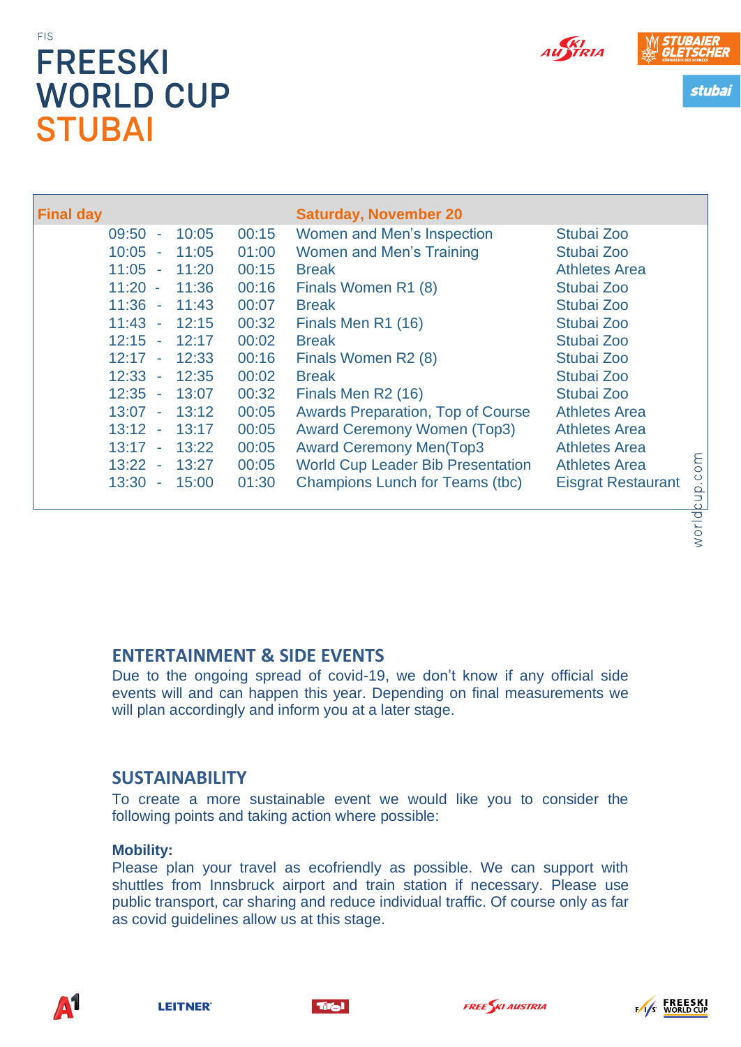FIS

# FREESKI WORLD CUP STUBAI

| Final day | | | | Saturday, November 20 | |
|---|---|---|---|---|---|
| | 09:50 - | 10:05 | 00:15 | Women and Men's Inspection | Stubai Zoo |
| | 10:05 - | 11:05 | 01:00 | Women and Men's Training | Stubai Zoo |
| | 11:05 - | 11:20 | 00:15 | Break | Athletes Area |
| | 11:20 - | 11:36 | 00:16 | Finals Women R1 (8) | Stubai Zoo |
| | 11:36 - | 11:43 | 00:07 | Break | Stubai Zoo |
| | 11:43 - | 12:15 | 00:32 | Finals Men R1 (16) | Stubai Zoo |
| | 12:15 - | 12:17 | 00:02 | Break | Stubai Zoo |
| | 12:17 - | 12:33 | 00:16 | Finals Women R2 (8) | Stubai Zoo |
| | 12:33 - | 12:35 | 00:02 | Break | Stubai Zoo |
| | 12:35 - | 13:07 | 00:32 | Finals Men R2 (16) | Stubai Zoo |
| | 13:07 - | 13:12 | 00:05 | Awards Preparation, Top of Course | Athletes Area |
| | 13:12 - | 13:17 | 00:05 | Award Ceremony Women (Top3) | Athletes Area |
| | 13:17 - | 13:22 | 00:05 | Award Ceremony Men(Top3 | Athletes Area |
| | 13:22 - | 13:27 | 00:05 | World Cup Leader Bib Presentation | Athletes Area |
| | 13:30 - | 15:00 | 01:30 | Champions Lunch for Teams (tbc) | Eisgrat Restaurant |

## ENTERTAINMENT & SIDE EVENTS

Due to the ongoing spread of covid-19, we don't know if any official side events will and can happen this year. Depending on final measurements we will plan accordingly and inform you at a later stage.

## SUSTAINABILITY

To create a more sustainable event we would like you to consider the following points and taking action where possible:

**Mobility:**

Please plan your travel as ecofriendly as possible. We can support with shuttles from Innsbruck airport and train station if necessary. Please use public transport, car sharing and reduce individual traffic. Of course only as far as covid guidelines allow us at this stage.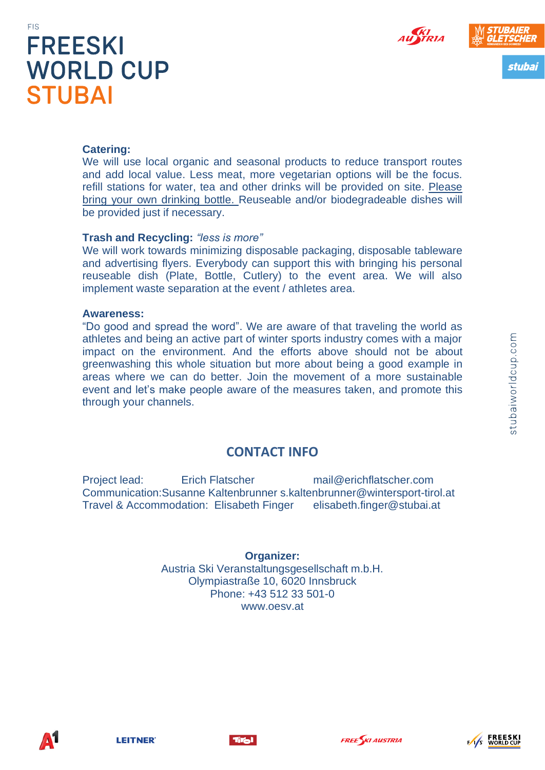**Catering:**
We will use local organic and seasonal products to reduce transport routes and add local value. Less meat, more vegetarian options will be the focus. refill stations for water, tea and other drinks will be provided on site. Please bring your own drinking bottle. Reuseable and/or biodegradeable dishes will be provided just if necessary.

**Trash and Recycling:** *"less is more"*
We will work towards minimizing disposable packaging, disposable tableware and advertising flyers. Everybody can support this with bringing his personal reuseable dish (Plate, Bottle, Cutlery) to the event area. We will also implement waste separation at the event / athletes area.

**Awareness:**
"Do good and spread the word". We are aware of that traveling the world as athletes and being an active part of winter sports industry comes with a major impact on the environment. And the efforts above should not be about greenwashing this whole situation but more about being a good example in areas where we can do better. Join the movement of a more sustainable event and let's make people aware of the measures taken, and promote this through your channels.

## CONTACT INFO

| | | |
|---|---|---|
| Project lead: | Erich Flatscher | mail@erichflatscher.com |
| Communication: | Susanne Kaltenbrunner | s.kaltenbrunner@wintersport-tirol.at |
| Travel & Accommodation: | Elisabeth Finger | elisabeth.finger@stubai.at |

**Organizer:**
Austria Ski Veranstaltungsgesellschaft m.b.H.
Olympiastraße 10, 6020 Innsbruck
Phone: +43 512 33 501-0
www.oesv.at